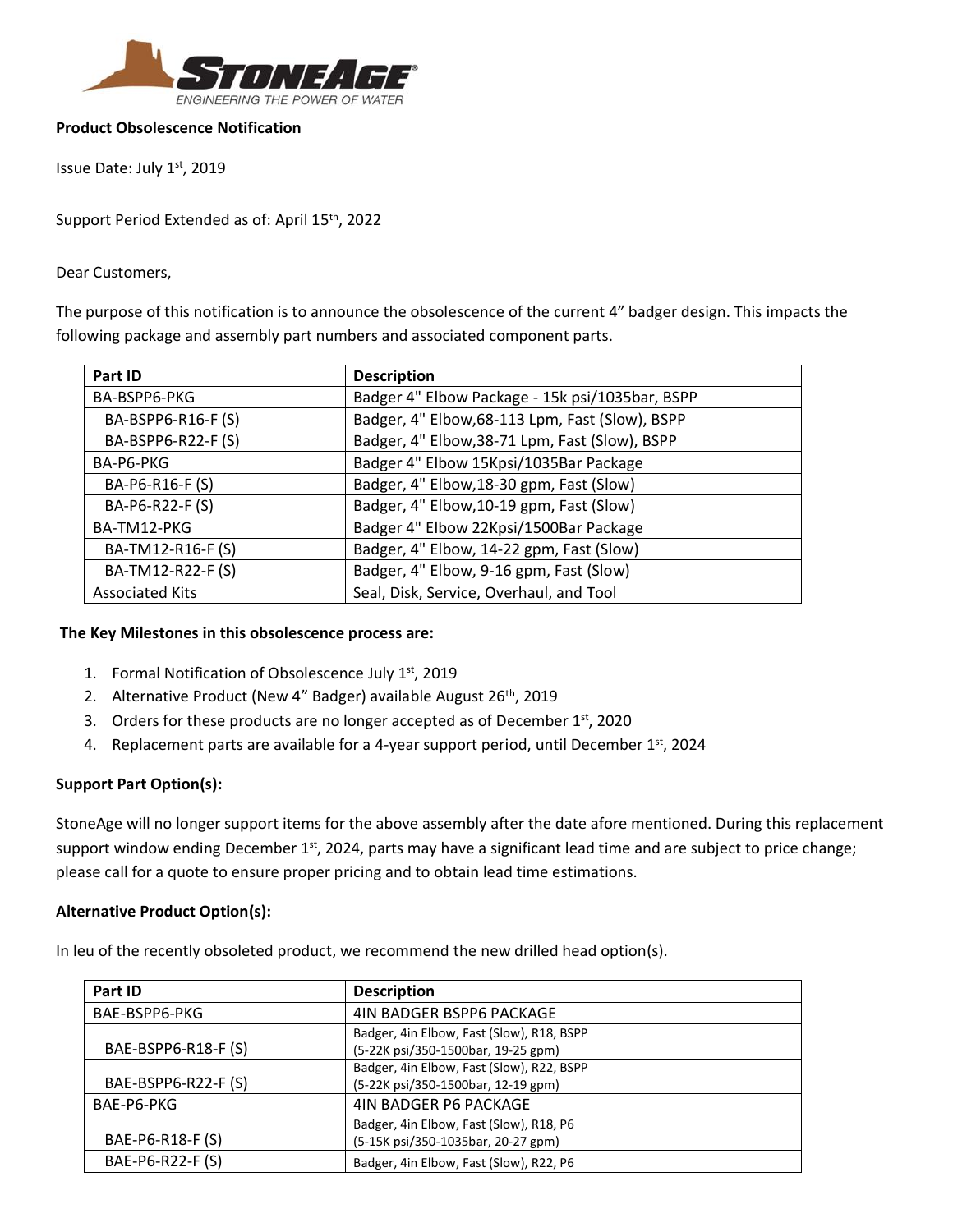**Product Obsolescence Notification**

Issue Date: July 1st, 2019

Support Period Extended as of: April 15th, 2022

Dear Customers,

The purpose of this notification is to announce the obsolescence of the current 4" badger design. This impacts the following package and assembly part numbers and associated component parts.

| Part ID | Description |
|---|---|
| BA-BSPP6-PKG | Badger 4" Elbow Package - 15k psi/1035bar, BSPP |
| BA-BSPP6-R16-F (S) | Badger, 4" Elbow,68-113 Lpm, Fast (Slow), BSPP |
| BA-BSPP6-R22-F (S) | Badger, 4" Elbow,38-71 Lpm, Fast (Slow), BSPP |
| BA-P6-PKG | Badger 4" Elbow 15Kpsi/1035Bar Package |
| BA-P6-R16-F (S) | Badger, 4" Elbow,18-30 gpm, Fast (Slow) |
| BA-P6-R22-F (S) | Badger, 4" Elbow,10-19 gpm, Fast (Slow) |
| BA-TM12-PKG | Badger 4" Elbow 22Kpsi/1500Bar Package |
| BA-TM12-R16-F (S) | Badger, 4" Elbow, 14-22 gpm, Fast (Slow) |
| BA-TM12-R22-F (S) | Badger, 4" Elbow, 9-16 gpm, Fast (Slow) |
| Associated Kits | Seal, Disk, Service, Overhaul, and Tool |

**The Key Milestones in this obsolescence process are:**

1. Formal Notification of Obsolescence July 1st, 2019
2. Alternative Product (New 4" Badger) available August 26th, 2019
3. Orders for these products are no longer accepted as of December 1st, 2020
4. Replacement parts are available for a 4-year support period, until December 1st, 2024

**Support Part Option(s):**

StoneAge will no longer support items for the above assembly after the date afore mentioned. During this replacement support window ending December 1st, 2024, parts may have a significant lead time and are subject to price change; please call for a quote to ensure proper pricing and to obtain lead time estimations.

**Alternative Product Option(s):**

In leu of the recently obsoleted product, we recommend the new drilled head option(s).

| Part ID | Description |
|---|---|
| BAE-BSPP6-PKG | 4IN BADGER BSPP6 PACKAGE |
| BAE-BSPP6-R18-F (S) | Badger, 4in Elbow, Fast (Slow), R18, BSPP (5-22K psi/350-1500bar, 19-25 gpm) |
| BAE-BSPP6-R22-F (S) | Badger, 4in Elbow, Fast (Slow), R22, BSPP (5-22K psi/350-1500bar, 12-19 gpm) |
| BAE-P6-PKG | 4IN BADGER P6 PACKAGE |
| BAE-P6-R18-F (S) | Badger, 4in Elbow, Fast (Slow), R18, P6 (5-15K psi/350-1035bar, 20-27 gpm) |
| BAE-P6-R22-F (S) | Badger, 4in Elbow, Fast (Slow), R22, P6 |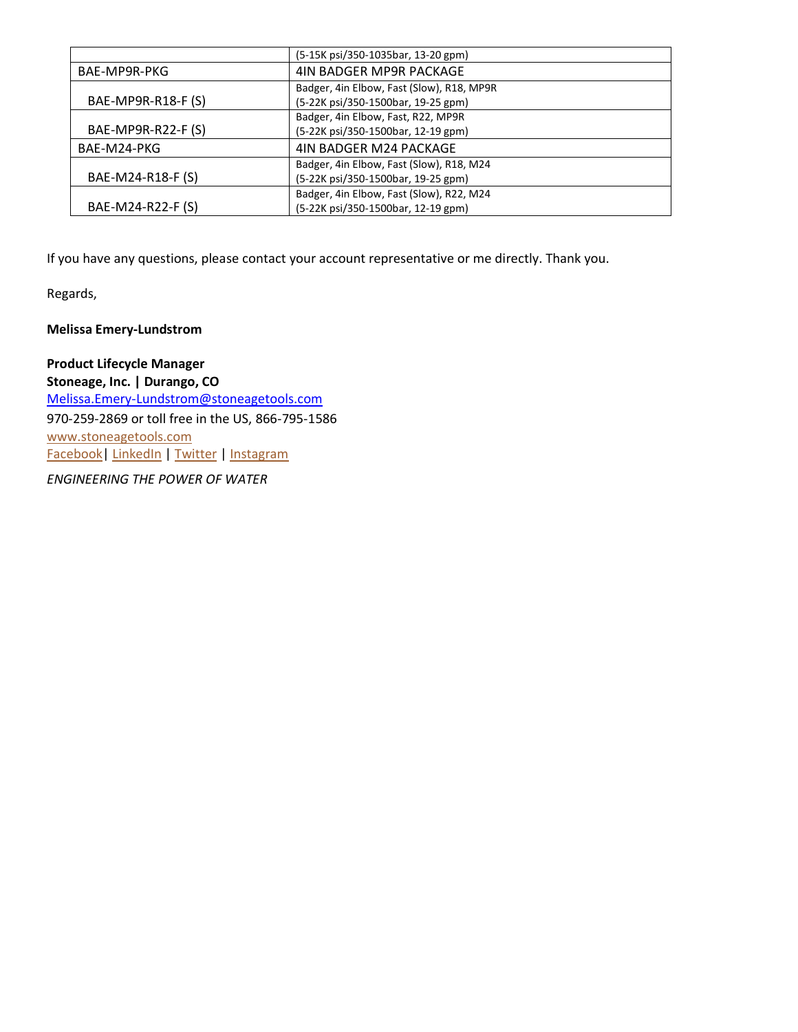| | |
|---|---|
| | (5-15K psi/350-1035bar, 13-20 gpm) |
| BAE-MP9R-PKG | 4IN BADGER MP9R PACKAGE |
| BAE-MP9R-R18-F (S) | Badger, 4in Elbow, Fast (Slow), R18, MP9R (5-22K psi/350-1500bar, 19-25 gpm) |
| BAE-MP9R-R22-F (S) | Badger, 4in Elbow, Fast, R22, MP9R (5-22K psi/350-1500bar, 12-19 gpm) |
| BAE-M24-PKG | 4IN BADGER M24 PACKAGE |
| BAE-M24-R18-F (S) | Badger, 4in Elbow, Fast (Slow), R18, M24 (5-22K psi/350-1500bar, 19-25 gpm) |
| BAE-M24-R22-F (S) | Badger, 4in Elbow, Fast (Slow), R22, M24 (5-22K psi/350-1500bar, 12-19 gpm) |

If you have any questions, please contact your account representative or me directly. Thank you.

Regards,

**Melissa Emery-Lundstrom**

**Product Lifecycle Manager**
**Stoneage, Inc. | Durango, CO**
Melissa.Emery-Lundstrom@stoneagetools.com
970-259-2869 or toll free in the US, 866-795-1586
www.stoneagetools.com
Facebook| LinkedIn | Twitter | Instagram

*ENGINEERING THE POWER OF WATER*